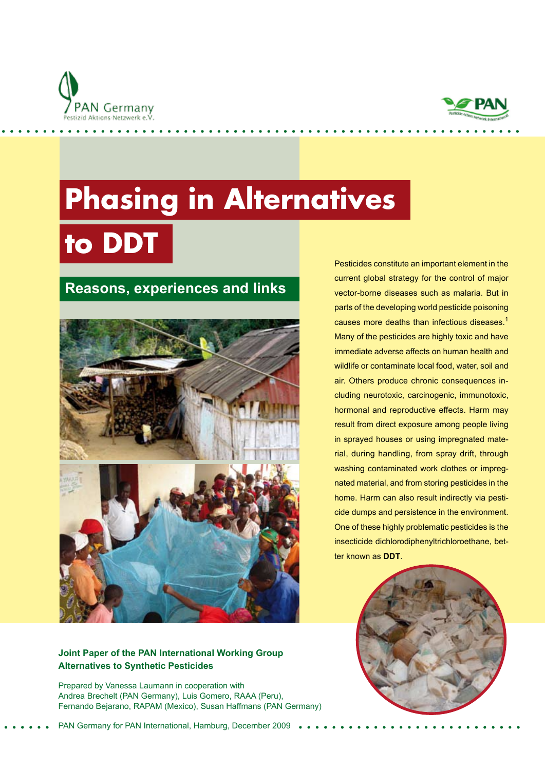PAN Germany
Pestizid Aktions-Netzwerk e.V.

PAN Pesticide Action Network International

# Phasing in Alternatives to DDT

## Reasons, experiences and links

Pesticides constitute an important element in the current global strategy for the control of major vector-borne diseases such as malaria. But in parts of the developing world pesticide poisoning causes more deaths than infectious diseases.[1] Many of the pesticides are highly toxic and have immediate adverse affects on human health and wildlife or contaminate local food, water, soil and air. Others produce chronic consequences including neurotoxic, carcinogenic, immunotoxic, hormonal and reproductive effects. Harm may result from direct exposure among people living in sprayed houses or using impregnated material, during handling, from spray drift, through washing contaminated work clothes or impregnated material, and from storing pesticides in the home. Harm can also result indirectly via pesticide dumps and persistence in the environment. One of these highly problematic pesticides is the insecticide dichlorodiphenyltrichloroethane, better known as **DDT**.

**Joint Paper of the PAN International Working Group Alternatives to Synthetic Pesticides**

Prepared by Vanessa Laumann in cooperation with Andrea Brechelt (PAN Germany), Luis Gomero, RAAA (Peru), Fernando Bejarano, RAPAM (Mexico), Susan Haffmans (PAN Germany)

PAN Germany for PAN International, Hamburg, December 2009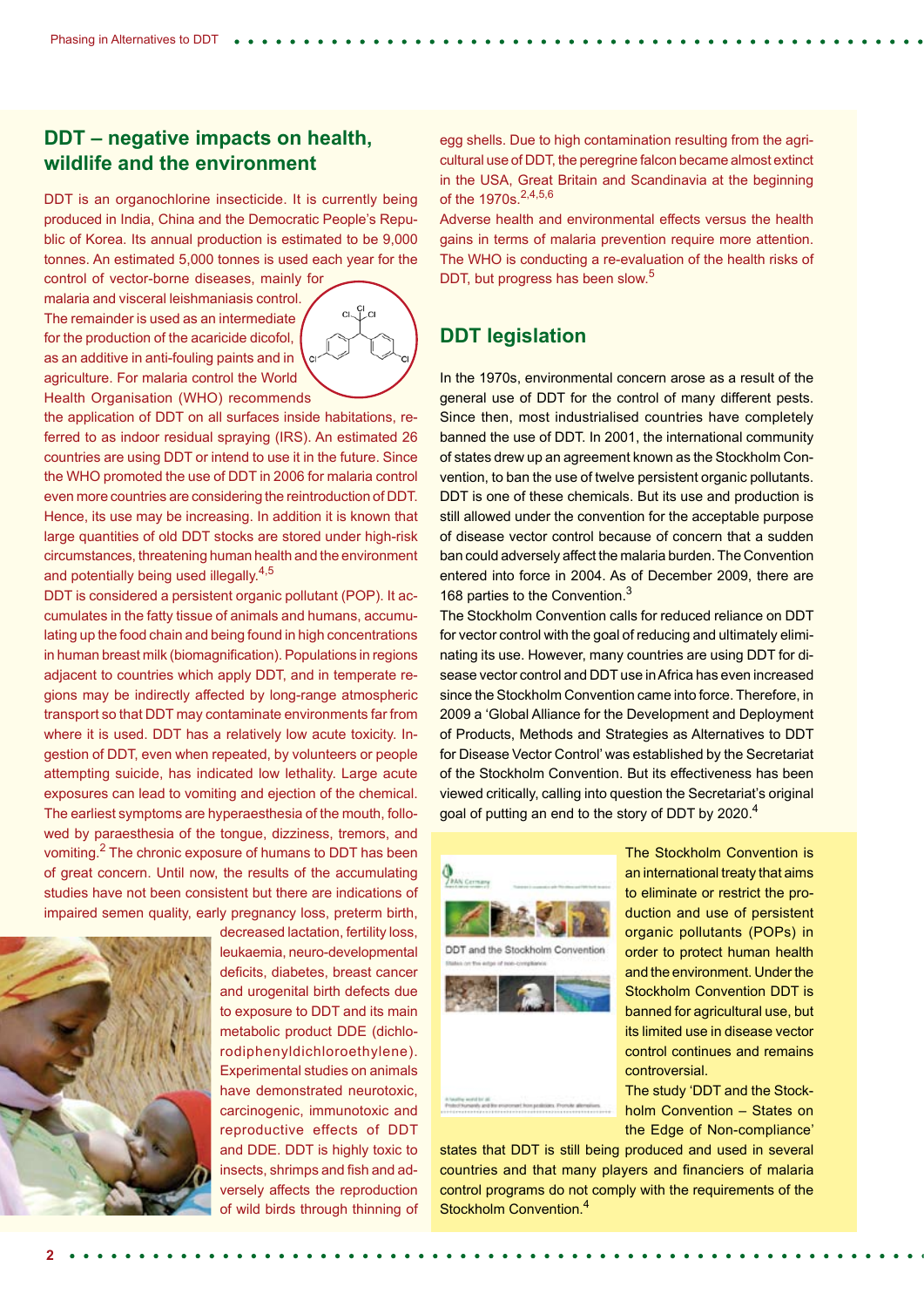## DDT – negative impacts on health, wildlife and the environment

DDT is an organochlorine insecticide. It is currently being produced in India, China and the Democratic People's Republic of Korea. Its annual production is estimated to be 9,000 tonnes. An estimated 5,000 tonnes is used each year for the control of vector-borne diseases, mainly for malaria and visceral leishmaniasis control. The remainder is used as an intermediate for the production of the acaricide dicofol, as an additive in anti-fouling paints and in agriculture. For malaria control the World Health Organisation (WHO) recommends the application of DDT on all surfaces inside habitations, referred to as indoor residual spraying (IRS). An estimated 26 countries are using DDT or intend to use it in the future. Since the WHO promoted the use of DDT in 2006 for malaria control even more countries are considering the reintroduction of DDT. Hence, its use may be increasing. In addition it is known that large quantities of old DDT stocks are stored under high-risk circumstances, threatening human health and the environment and potentially being used illegally.[4,5]

DDT is considered a persistent organic pollutant (POP). It accumulates in the fatty tissue of animals and humans, accumulating up the food chain and being found in high concentrations in human breast milk (biomagnification). Populations in regions adjacent to countries which apply DDT, and in temperate regions may be indirectly affected by long-range atmospheric transport so that DDT may contaminate environments far from where it is used. DDT has a relatively low acute toxicity. Ingestion of DDT, even when repeated, by volunteers or people attempting suicide, has indicated low lethality. Large acute exposures can lead to vomiting and ejection of the chemical. The earliest symptoms are hyperaesthesia of the mouth, followed by paraesthesia of the tongue, dizziness, tremors, and vomiting.[2] The chronic exposure of humans to DDT has been of great concern. Until now, the results of the accumulating studies have not been consistent but there are indications of impaired semen quality, early pregnancy loss, preterm birth, decreased lactation, fertility loss, leukaemia, neuro-developmental deficits, diabetes, breast cancer and urogenital birth defects due to exposure to DDT and its main metabolic product DDE (dichlorodiphenyldichloroethylene). Experimental studies on animals have demonstrated neurotoxic, carcinogenic, immunotoxic and reproductive effects of DDT and DDE. DDT is highly toxic to insects, shrimps and fish and adversely affects the reproduction of wild birds through thinning of egg shells. Due to high contamination resulting from the agricultural use of DDT, the peregrine falcon became almost extinct in the USA, Great Britain and Scandinavia at the beginning of the 1970s.[2,4,5,6]

Adverse health and environmental effects versus the health gains in terms of malaria prevention require more attention. The WHO is conducting a re-evaluation of the health risks of DDT, but progress has been slow.[5]

## DDT legislation

In the 1970s, environmental concern arose as a result of the general use of DDT for the control of many different pests. Since then, most industrialised countries have completely banned the use of DDT. In 2001, the international community of states drew up an agreement known as the Stockholm Convention, to ban the use of twelve persistent organic pollutants. DDT is one of these chemicals. But its use and production is still allowed under the convention for the acceptable purpose of disease vector control because of concern that a sudden ban could adversely affect the malaria burden. The Convention entered into force in 2004. As of December 2009, there are 168 parties to the Convention.[3]

The Stockholm Convention calls for reduced reliance on DDT for vector control with the goal of reducing and ultimately eliminating its use. However, many countries are using DDT for disease vector control and DDT use in Africa has even increased since the Stockholm Convention came into force. Therefore, in 2009 a 'Global Alliance for the Development and Deployment of Products, Methods and Strategies as Alternatives to DDT for Disease Vector Control' was established by the Secretariat of the Stockholm Convention. But its effectiveness has been viewed critically, calling into question the Secretariat's original goal of putting an end to the story of DDT by 2020.[4]

The Stockholm Convention is an international treaty that aims to eliminate or restrict the production and use of persistent organic pollutants (POPs) in order to protect human health and the environment. Under the Stockholm Convention DDT is banned for agricultural use, but its limited use in disease vector control continues and remains controversial.

The study 'DDT and the Stockholm Convention – States on the Edge of Non-compliance' states that DDT is still being produced and used in several countries and that many players and financiers of malaria control programs do not comply with the requirements of the Stockholm Convention.[4]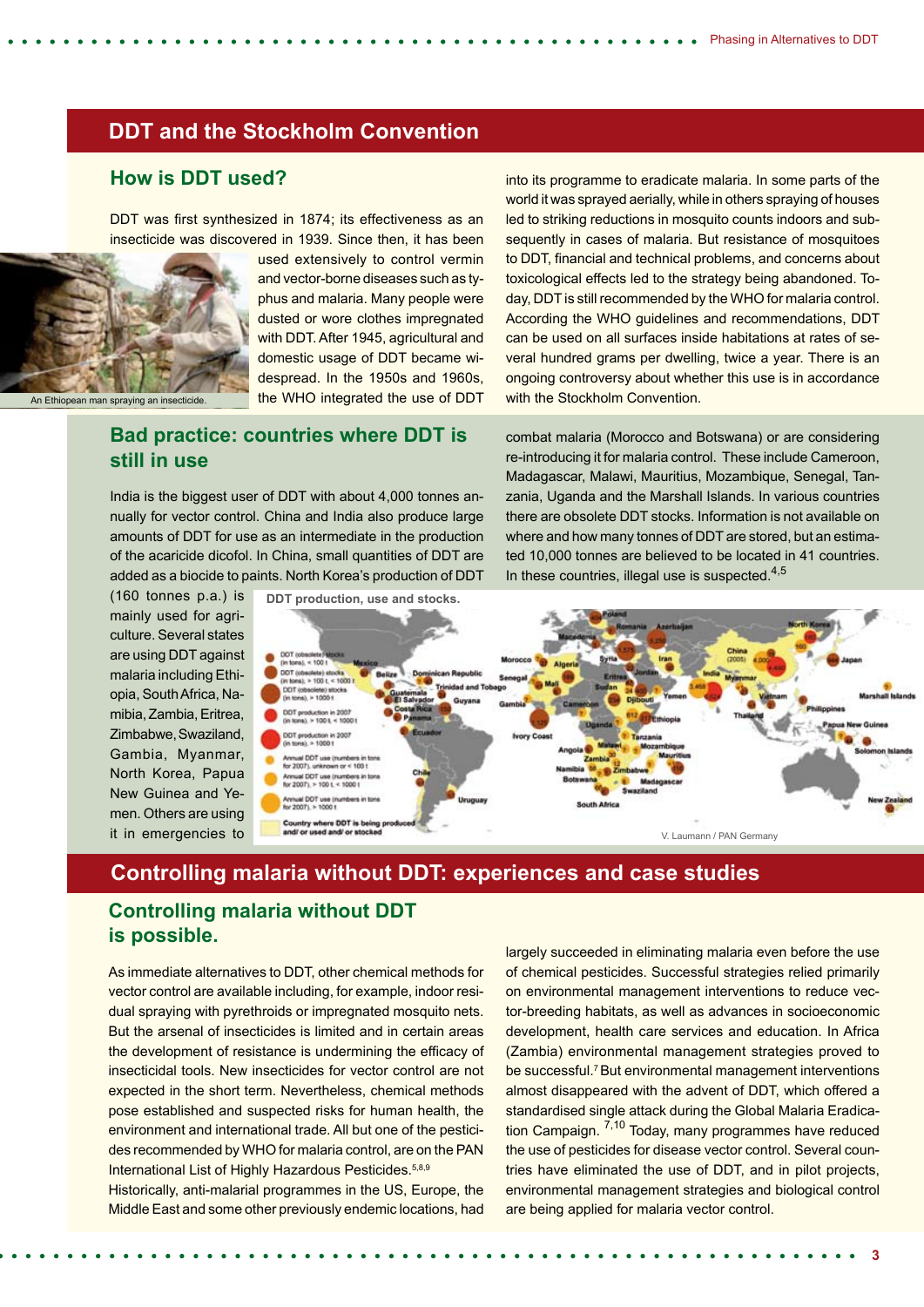## DDT and the Stockholm Convention

### How is DDT used?

DDT was first synthesized in 1874; its effectiveness as an insecticide was discovered in 1939. Since then, it has been used extensively to control vermin and vector-borne diseases such as typhus and malaria. Many people were dusted or wore clothes impregnated with DDT. After 1945, agricultural and domestic usage of DDT became widespread. In the 1950s and 1960s, the WHO integrated the use of DDT into its programme to eradicate malaria. In some parts of the world it was sprayed aerially, while in others spraying of houses led to striking reductions in mosquito counts indoors and subsequently in cases of malaria. But resistance of mosquitoes to DDT, financial and technical problems, and concerns about toxicological effects led to the strategy being abandoned. Today, DDT is still recommended by the WHO for malaria control. According the WHO guidelines and recommendations, DDT can be used on all surfaces inside habitations at rates of several hundred grams per dwelling, twice a year. There is an ongoing controversy about whether this use is in accordance with the Stockholm Convention.

An Ethiopean man spraying an insecticide.

### Bad practice: countries where DDT is still in use

India is the biggest user of DDT with about 4,000 tonnes annually for vector control. China and India also produce large amounts of DDT for use as an intermediate in the production of the acaricide dicofol. In China, small quantities of DDT are added as a biocide to paints. North Korea's production of DDT (160 tonnes p.a.) is mainly used for agriculture. Several states are using DDT against malaria including Ethiopia, South Africa, Namibia, Zambia, Eritrea, Zimbabwe, Swaziland, Gambia, Myanmar, North Korea, Papua New Guinea and Yemen. Others are using it in emergencies to combat malaria (Morocco and Botswana) or are considering re-introducing it for malaria control. These include Cameroon, Madagascar, Malawi, Mauritius, Mozambique, Senegal, Tanzania, Uganda and the Marshall Islands. In various countries there are obsolete DDT stocks. Information is not available on where and how many tonnes of DDT are stored, but an estimated 10,000 tonnes are believed to be located in 41 countries. In these countries, illegal use is suspected.[4,5]

DDT production, use and stocks.

V. Laumann / PAN Germany

## Controlling malaria without DDT: experiences and case studies

### Controlling malaria without DDT is possible.

As immediate alternatives to DDT, other chemical methods for vector control are available including, for example, indoor residual spraying with pyrethroids or impregnated mosquito nets. But the arsenal of insecticides is limited and in certain areas the development of resistance is undermining the efficacy of insecticidal tools. New insecticides for vector control are not expected in the short term. Nevertheless, chemical methods pose established and suspected risks for human health, the environment and international trade. All but one of the pesticides recommended by WHO for malaria control, are on the PAN International List of Highly Hazardous Pesticides.[5,8,9]

Historically, anti-malarial programmes in the US, Europe, the Middle East and some other previously endemic locations, had largely succeeded in eliminating malaria even before the use of chemical pesticides. Successful strategies relied primarily on environmental management interventions to reduce vector-breeding habitats, as well as advances in socioeconomic development, health care services and education. In Africa (Zambia) environmental management strategies proved to be successful.[7] But environmental management interventions almost disappeared with the advent of DDT, which offered a standardised single attack during the Global Malaria Eradication Campaign.[7,10] Today, many programmes have reduced the use of pesticides for disease vector control. Several countries have eliminated the use of DDT, and in pilot projects, environmental management strategies and biological control are being applied for malaria vector control.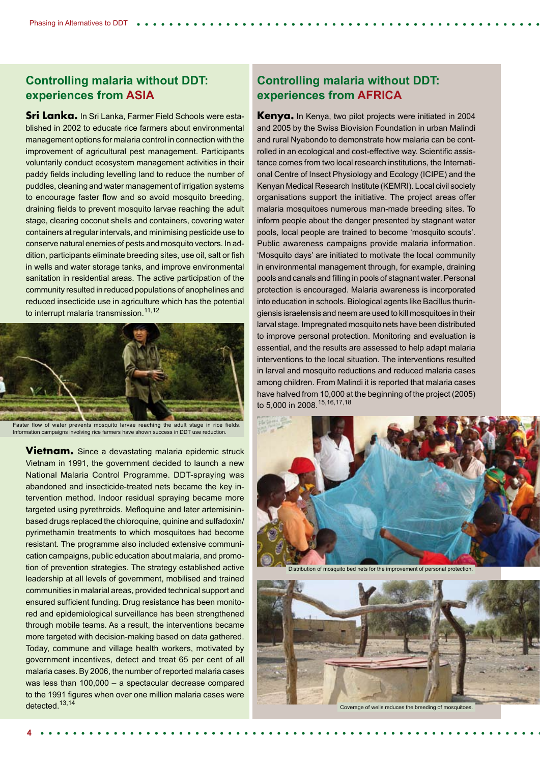## Controlling malaria without DDT: experiences from ASIA

**Sri Lanka.** In Sri Lanka, Farmer Field Schools were established in 2002 to educate rice farmers about environmental management options for malaria control in connection with the improvement of agricultural pest management. Participants voluntarily conduct ecosystem management activities in their paddy fields including levelling land to reduce the number of puddles, cleaning and water management of irrigation systems to encourage faster flow and so avoid mosquito breeding, draining fields to prevent mosquito larvae reaching the adult stage, clearing coconut shells and containers, covering water containers at regular intervals, and minimising pesticide use to conserve natural enemies of pests and mosquito vectors. In addition, participants eliminate breeding sites, use oil, salt or fish in wells and water storage tanks, and improve environmental sanitation in residential areas. The active participation of the community resulted in reduced populations of anophelines and reduced insecticide use in agriculture which has the potential to interrupt malaria transmission.[11,12]

Faster flow of water prevents mosquito larvae reaching the adult stage in rice fields. Information campaigns involving rice farmers have shown success in DDT use reduction.

**Vietnam.** Since a devastating malaria epidemic struck Vietnam in 1991, the government decided to launch a new National Malaria Control Programme. DDT-spraying was abandoned and insecticide-treated nets became the key intervention method. Indoor residual spraying became more targeted using pyrethroids. Mefloquine and later artemisinin-based drugs replaced the chloroquine, quinine and sulfadoxin/pyrimethamin treatments to which mosquitoes had become resistant. The programme also included extensive communication campaigns, public education about malaria, and promotion of prevention strategies. The strategy established active leadership at all levels of government, mobilised and trained communities in malarial areas, provided technical support and ensured sufficient funding. Drug resistance has been monitored and epidemiological surveillance has been strengthened through mobile teams. As a result, the interventions became more targeted with decision-making based on data gathered. Today, commune and village health workers, motivated by government incentives, detect and treat 65 per cent of all malaria cases. By 2006, the number of reported malaria cases was less than 100,000 – a spectacular decrease compared to the 1991 figures when over one million malaria cases were detected.[13,14]

## Controlling malaria without DDT: experiences from AFRICA

**Kenya.** In Kenya, two pilot projects were initiated in 2004 and 2005 by the Swiss Biovision Foundation in urban Malindi and rural Nyabondo to demonstrate how malaria can be controlled in an ecological and cost-effective way. Scientific assistance comes from two local research institutions, the International Centre of Insect Physiology and Ecology (ICIPE) and the Kenyan Medical Research Institute (KEMRI). Local civil society organisations support the initiative. The project areas offer malaria mosquitoes numerous man-made breeding sites. To inform people about the danger presented by stagnant water pools, local people are trained to become 'mosquito scouts'. Public awareness campaigns provide malaria information. 'Mosquito days' are initiated to motivate the local community in environmental management through, for example, draining pools and canals and filling in pools of stagnant water. Personal protection is encouraged. Malaria awareness is incorporated into education in schools. Biological agents like Bacillus thuringiensis israelensis and neem are used to kill mosquitoes in their larval stage. Impregnated mosquito nets have been distributed to improve personal protection. Monitoring and evaluation is essential, and the results are assessed to help adapt malaria interventions to the local situation. The interventions resulted in larval and mosquito reductions and reduced malaria cases among children. From Malindi it is reported that malaria cases have halved from 10,000 at the beginning of the project (2005) to 5,000 in 2008.[15,16,17,18]

Distribution of mosquito bed nets for the improvement of personal protection.

Coverage of wells reduces the breeding of mosquitoes.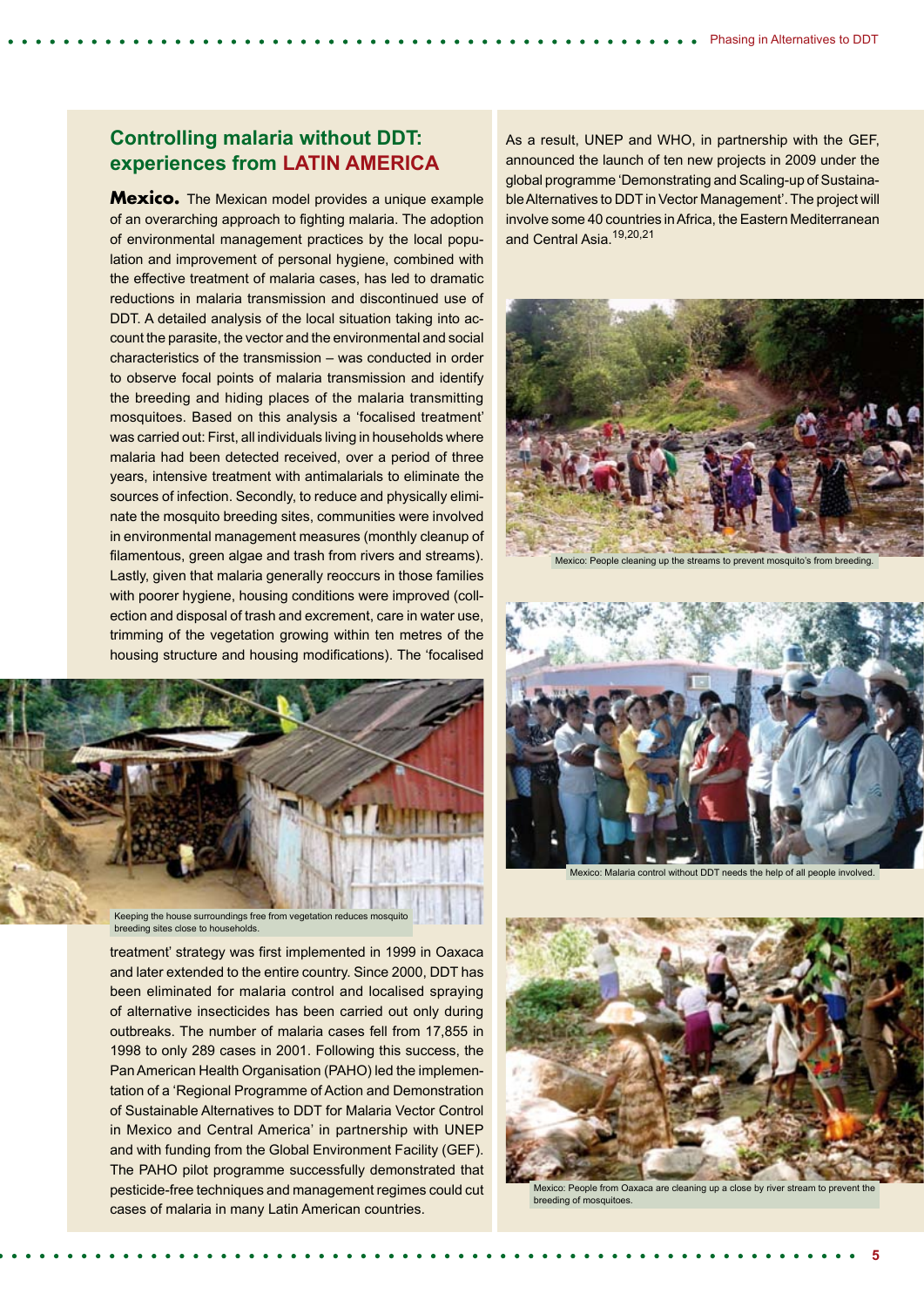## Controlling malaria without DDT: experiences from LATIN AMERICA

**Mexico.** The Mexican model provides a unique example of an overarching approach to fighting malaria. The adoption of environmental management practices by the local population and improvement of personal hygiene, combined with the effective treatment of malaria cases, has led to dramatic reductions in malaria transmission and discontinued use of DDT. A detailed analysis of the local situation taking into account the parasite, the vector and the environmental and social characteristics of the transmission – was conducted in order to observe focal points of malaria transmission and identify the breeding and hiding places of the malaria transmitting mosquitoes. Based on this analysis a 'focalised treatment' was carried out: First, all individuals living in households where malaria had been detected received, over a period of three years, intensive treatment with antimalarials to eliminate the sources of infection. Secondly, to reduce and physically eliminate the mosquito breeding sites, communities were involved in environmental management measures (monthly cleanup of filamentous, green algae and trash from rivers and streams). Lastly, given that malaria generally reoccurs in those families with poorer hygiene, housing conditions were improved (collection and disposal of trash and excrement, care in water use, trimming of the vegetation growing within ten metres of the housing structure and housing modifications). The 'focalised treatment' strategy was first implemented in 1999 in Oaxaca and later extended to the entire country. Since 2000, DDT has been eliminated for malaria control and localised spraying of alternative insecticides has been carried out only during outbreaks. The number of malaria cases fell from 17,855 in 1998 to only 289 cases in 2001. Following this success, the Pan American Health Organisation (PAHO) led the implementation of a 'Regional Programme of Action and Demonstration of Sustainable Alternatives to DDT for Malaria Vector Control in Mexico and Central America' in partnership with UNEP and with funding from the Global Environment Facility (GEF). The PAHO pilot programme successfully demonstrated that pesticide-free techniques and management regimes could cut cases of malaria in many Latin American countries.

Keeping the house surroundings free from vegetation reduces mosquito breeding sites close to households.

As a result, UNEP and WHO, in partnership with the GEF, announced the launch of ten new projects in 2009 under the global programme 'Demonstrating and Scaling-up of Sustainable Alternatives to DDT in Vector Management'. The project will involve some 40 countries in Africa, the Eastern Mediterranean and Central Asia.[19,20,21]

Mexico: People cleaning up the streams to prevent mosquito's from breeding.

Mexico: Malaria control without DDT needs the help of all people involved.

Mexico: People from Oaxaca are cleaning up a close by river stream to prevent the breeding of mosquitoes.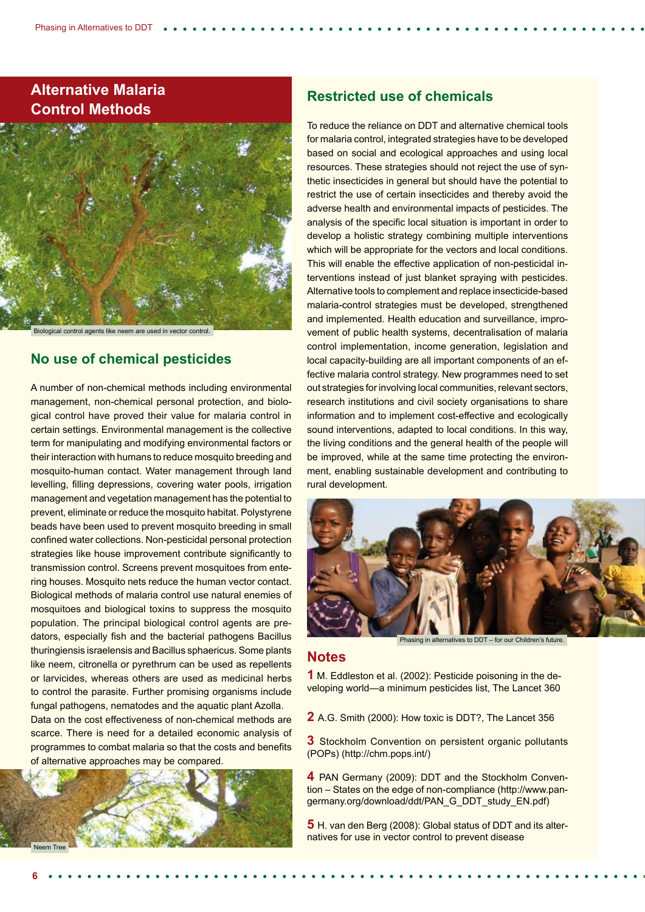## Alternative Malaria Control Methods

Biological control agents like neem are used in vector control.

### No use of chemical pesticides

A number of non-chemical methods including environmental management, non-chemical personal protection, and biological control have proved their value for malaria control in certain settings. Environmental management is the collective term for manipulating and modifying environmental factors or their interaction with humans to reduce mosquito breeding and mosquito-human contact. Water management through land levelling, filling depressions, covering water pools, irrigation management and vegetation management has the potential to prevent, eliminate or reduce the mosquito habitat. Polystyrene beads have been used to prevent mosquito breeding in small confined water collections. Non-pesticidal personal protection strategies like house improvement contribute significantly to transmission control. Screens prevent mosquitoes from entering houses. Mosquito nets reduce the human vector contact. Biological methods of malaria control use natural enemies of mosquitoes and biological toxins to suppress the mosquito population. The principal biological control agents are predators, especially fish and the bacterial pathogens Bacillus thuringiensis israelensis and Bacillus sphaericus. Some plants like neem, citronella or pyrethrum can be used as repellents or larvicides, whereas others are used as medicinal herbs to control the parasite. Further promising organisms include fungal pathogens, nematodes and the aquatic plant Azolla. Data on the cost effectiveness of non-chemical methods are scarce. There is need for a detailed economic analysis of programmes to combat malaria so that the costs and benefits of alternative approaches may be compared.

Neem Tree

### Restricted use of chemicals

To reduce the reliance on DDT and alternative chemical tools for malaria control, integrated strategies have to be developed based on social and ecological approaches and using local resources. These strategies should not reject the use of synthetic insecticides in general but should have the potential to restrict the use of certain insecticides and thereby avoid the adverse health and environmental impacts of pesticides. The analysis of the specific local situation is important in order to develop a holistic strategy combining multiple interventions which will be appropriate for the vectors and local conditions. This will enable the effective application of non-pesticidal interventions instead of just blanket spraying with pesticides. Alternative tools to complement and replace insecticide-based malaria-control strategies must be developed, strengthened and implemented. Health education and surveillance, improvement of public health systems, decentralisation of malaria control implementation, income generation, legislation and local capacity-building are all important components of an effective malaria control strategy. New programmes need to set out strategies for involving local communities, relevant sectors, research institutions and civil society organisations to share information and to implement cost-effective and ecologically sound interventions, adapted to local conditions. In this way, the living conditions and the general health of the people will be improved, while at the same time protecting the environment, enabling sustainable development and contributing to rural development.

Phasing in alternatives to DDT – for our Children's future.

### Notes

**1** M. Eddleston et al. (2002): Pesticide poisoning in the developing world—a minimum pesticides list, The Lancet 360

**2** A.G. Smith (2000): How toxic is DDT?, The Lancet 356

**3** Stockholm Convention on persistent organic pollutants (POPs) (http://chm.pops.int/)

**4** PAN Germany (2009): DDT and the Stockholm Convention – States on the edge of non-compliance (http://www.pan-germany.org/download/ddt/PAN_G_DDT_study_EN.pdf)

**5** H. van den Berg (2008): Global status of DDT and its alternatives for use in vector control to prevent disease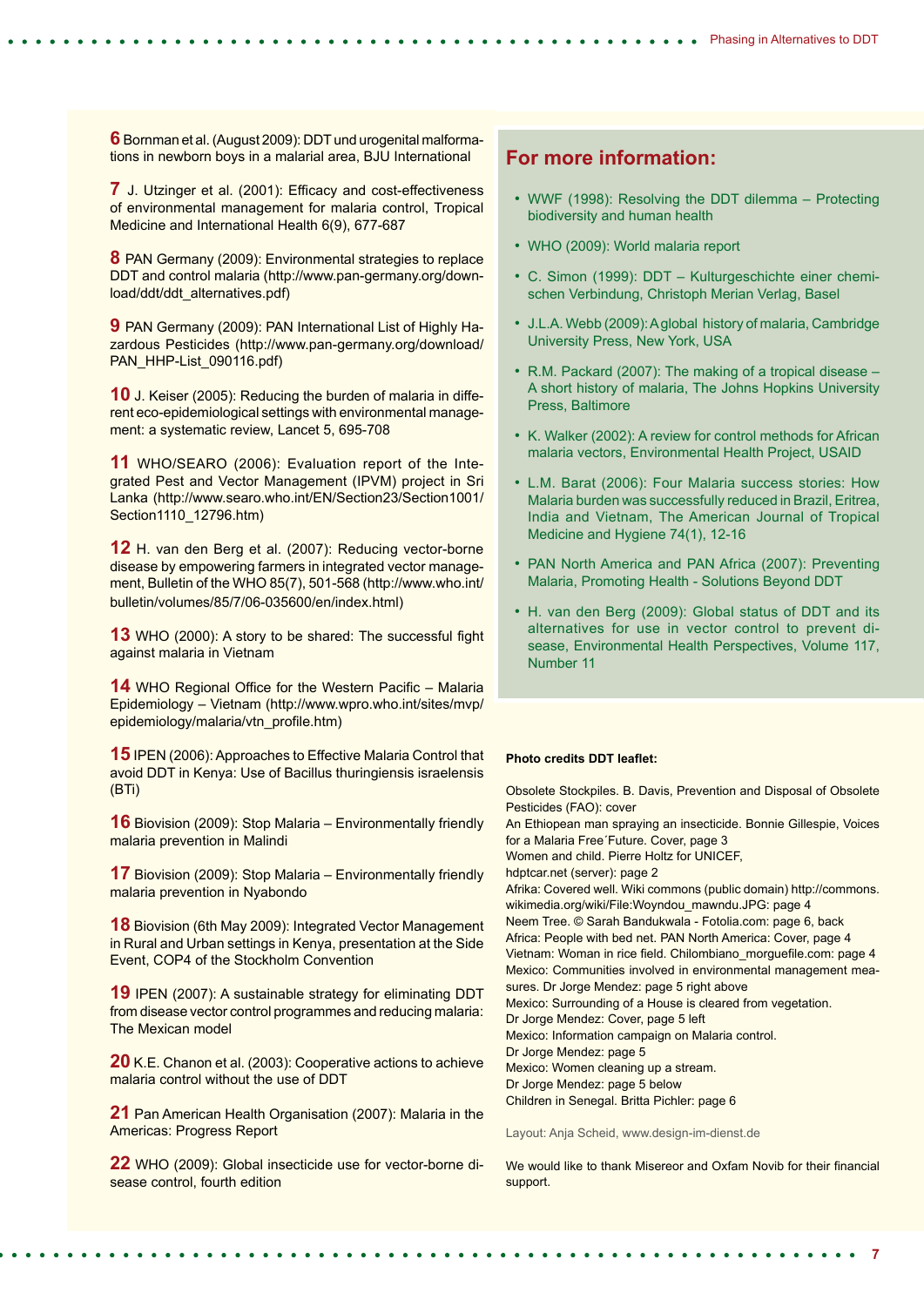**6** Bornman et al. (August 2009): DDT und urogenital malformations in newborn boys in a malarial area, BJU International

**7** J. Utzinger et al. (2001): Efficacy and cost-effectiveness of environmental management for malaria control, Tropical Medicine and International Health 6(9), 677-687

**8** PAN Germany (2009): Environmental strategies to replace DDT and control malaria (http://www.pan-germany.org/download/ddt/ddt_alternatives.pdf)

**9** PAN Germany (2009): PAN International List of Highly Hazardous Pesticides (http://www.pan-germany.org/download/PAN_HHP-List_090116.pdf)

**10** J. Keiser (2005): Reducing the burden of malaria in different eco-epidemiological settings with environmental management: a systematic review, Lancet 5, 695-708

**11** WHO/SEARO (2006): Evaluation report of the Integrated Pest and Vector Management (IPVM) project in Sri Lanka (http://www.searo.who.int/EN/Section23/Section1001/Section1110_12796.htm)

**12** H. van den Berg et al. (2007): Reducing vector-borne disease by empowering farmers in integrated vector management, Bulletin of the WHO 85(7), 501-568 (http://www.who.int/bulletin/volumes/85/7/06-035600/en/index.html)

**13** WHO (2000): A story to be shared: The successful fight against malaria in Vietnam

**14** WHO Regional Office for the Western Pacific – Malaria Epidemiology – Vietnam (http://www.wpro.who.int/sites/mvp/epidemiology/malaria/vtn_profile.htm)

**15** IPEN (2006): Approaches to Effective Malaria Control that avoid DDT in Kenya: Use of Bacillus thuringiensis israelensis (BTi)

**16** Biovision (2009): Stop Malaria – Environmentally friendly malaria prevention in Malindi

**17** Biovision (2009): Stop Malaria – Environmentally friendly malaria prevention in Nyabondo

**18** Biovision (6th May 2009): Integrated Vector Management in Rural and Urban settings in Kenya, presentation at the Side Event, COP4 of the Stockholm Convention

**19** IPEN (2007): A sustainable strategy for eliminating DDT from disease vector control programmes and reducing malaria: The Mexican model

**20** K.E. Chanon et al. (2003): Cooperative actions to achieve malaria control without the use of DDT

**21** Pan American Health Organisation (2007): Malaria in the Americas: Progress Report

**22** WHO (2009): Global insecticide use for vector-borne disease control, fourth edition

## For more information:

- WWF (1998): Resolving the DDT dilemma – Protecting biodiversity and human health
- WHO (2009): World malaria report
- C. Simon (1999): DDT – Kulturgeschichte einer chemischen Verbindung, Christoph Merian Verlag, Basel
- J.L.A. Webb (2009): A global history of malaria, Cambridge University Press, New York, USA
- R.M. Packard (2007): The making of a tropical disease – A short history of malaria, The Johns Hopkins University Press, Baltimore
- K. Walker (2002): A review for control methods for African malaria vectors, Environmental Health Project, USAID
- L.M. Barat (2006): Four Malaria success stories: How Malaria burden was successfully reduced in Brazil, Eritrea, India and Vietnam, The American Journal of Tropical Medicine and Hygiene 74(1), 12-16
- PAN North America and PAN Africa (2007): Preventing Malaria, Promoting Health - Solutions Beyond DDT
- H. van den Berg (2009): Global status of DDT and its alternatives for use in vector control to prevent disease, Environmental Health Perspectives, Volume 117, Number 11

**Photo credits DDT leaflet:**

Obsolete Stockpiles. B. Davis, Prevention and Disposal of Obsolete Pesticides (FAO): cover
An Ethiopean man spraying an insecticide. Bonnie Gillespie, Voices for a Malaria Free´Future. Cover, page 3
Women and child. Pierre Holtz for UNICEF, hdptcar.net (server): page 2
Afrika: Covered well. Wiki commons (public domain) http://commons.wikimedia.org/wiki/File:Woyndou_mawndu.JPG: page 4
Neem Tree. © Sarah Bandukwala - Fotolia.com: page 6, back
Africa: People with bed net. PAN North America: Cover, page 4
Vietnam: Woman in rice field. Chilombiano_morguefile.com: page 4
Mexico: Communities involved in environmental management measures. Dr Jorge Mendez: page 5 right above
Mexico: Surrounding of a House is cleared from vegetation. Dr Jorge Mendez: Cover, page 5 left
Mexico: Information campaign on Malaria control. Dr Jorge Mendez: page 5
Mexico: Women cleaning up a stream. Dr Jorge Mendez: page 5 below
Children in Senegal. Britta Pichler: page 6

Layout: Anja Scheid, www.design-im-dienst.de

We would like to thank Misereor and Oxfam Novib for their financial support.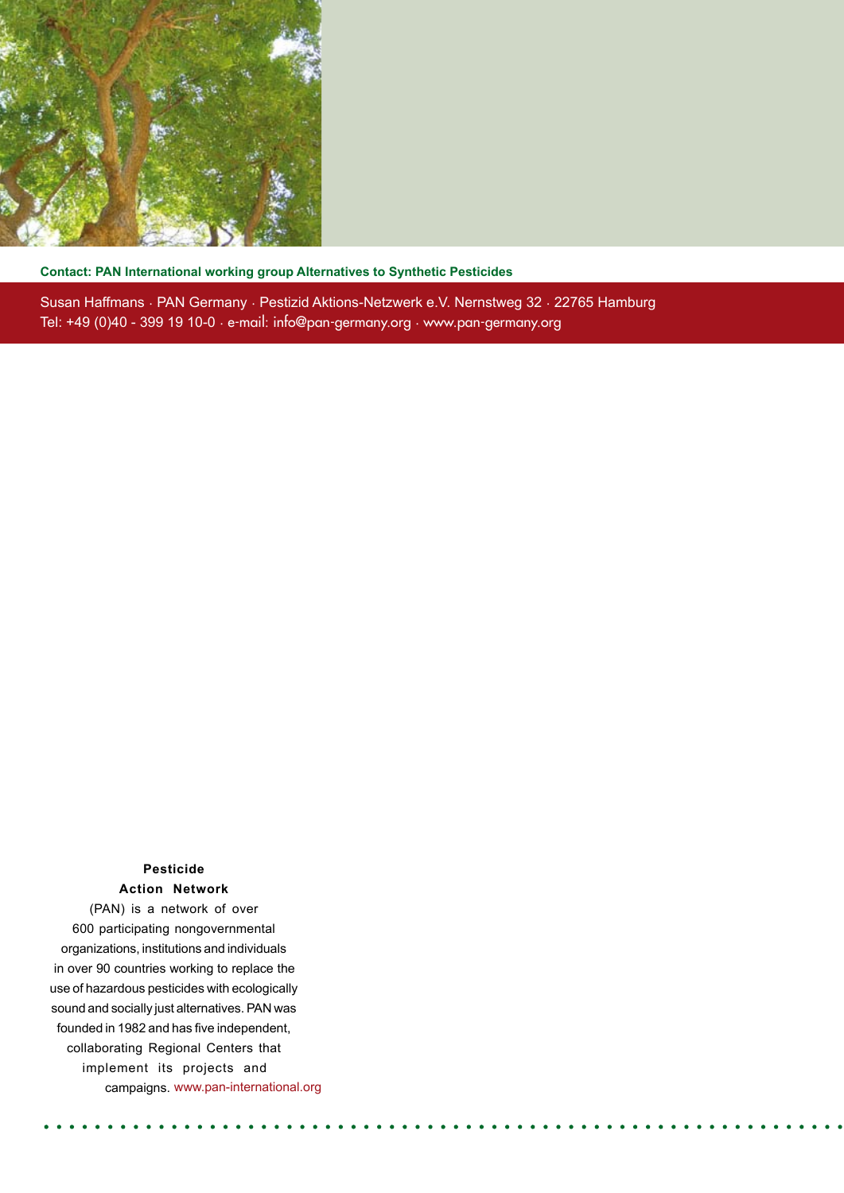**Contact: PAN International working group Alternatives to Synthetic Pesticides**

Susan Haffmans · PAN Germany · Pestizid Aktions-Netzwerk e.V. Nernstweg 32 · 22765 Hamburg
Tel: +49 (0)40 - 399 19 10-0 · e-mail: info@pan-germany.org · www.pan-germany.org

**Pesticide Action Network** (PAN) is a network of over 600 participating nongovernmental organizations, institutions and individuals in over 90 countries working to replace the use of hazardous pesticides with ecologically sound and socially just alternatives. PAN was founded in 1982 and has five independent, collaborating Regional Centers that implement its projects and campaigns. www.pan-international.org